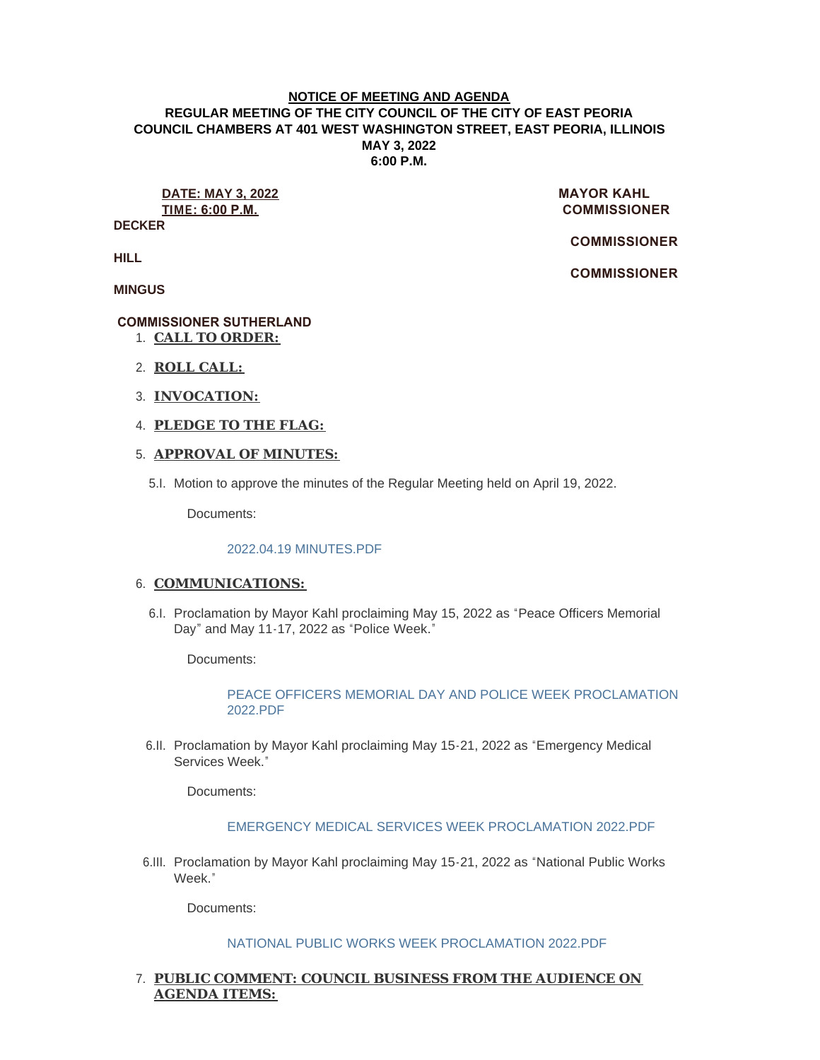**NOTICE OF MEETING AND AGENDA**

**REGULAR MEETING OF THE CITY COUNCIL OF THE CITY OF EAST PEORIA**
**COUNCIL CHAMBERS AT 401 WEST WASHINGTON STREET, EAST PEORIA, ILLINOIS**
**MAY 3, 2022**
**6:00 P.M.**

**DATE: MAY 3, 2022**
**TIME: 6:00 P.M.**

**MAYOR KAHL**
**COMMISSIONER DECKER**
**COMMISSIONER HILL**
**COMMISSIONER MINGUS**
**COMMISSIONER SUTHERLAND**

1. **CALL TO ORDER:**

2. **ROLL CALL:**

3. **INVOCATION:**

4. **PLEDGE TO THE FLAG:**

5. **APPROVAL OF MINUTES:**

   5.I. Motion to approve the minutes of the Regular Meeting held on April 19, 2022.

   Documents:

   2022.04.19 MINUTES.PDF

6. **COMMUNICATIONS:**

   6.I. Proclamation by Mayor Kahl proclaiming May 15, 2022 as "Peace Officers Memorial Day" and May 11-17, 2022 as "Police Week."

   Documents:

   PEACE OFFICERS MEMORIAL DAY AND POLICE WEEK PROCLAMATION 2022.PDF

   6.II. Proclamation by Mayor Kahl proclaiming May 15-21, 2022 as "Emergency Medical Services Week."

   Documents:

   EMERGENCY MEDICAL SERVICES WEEK PROCLAMATION 2022.PDF

   6.III. Proclamation by Mayor Kahl proclaiming May 15-21, 2022 as "National Public Works Week."

   Documents:

   NATIONAL PUBLIC WORKS WEEK PROCLAMATION 2022.PDF

7. **PUBLIC COMMENT: COUNCIL BUSINESS FROM THE AUDIENCE ON AGENDA ITEMS:**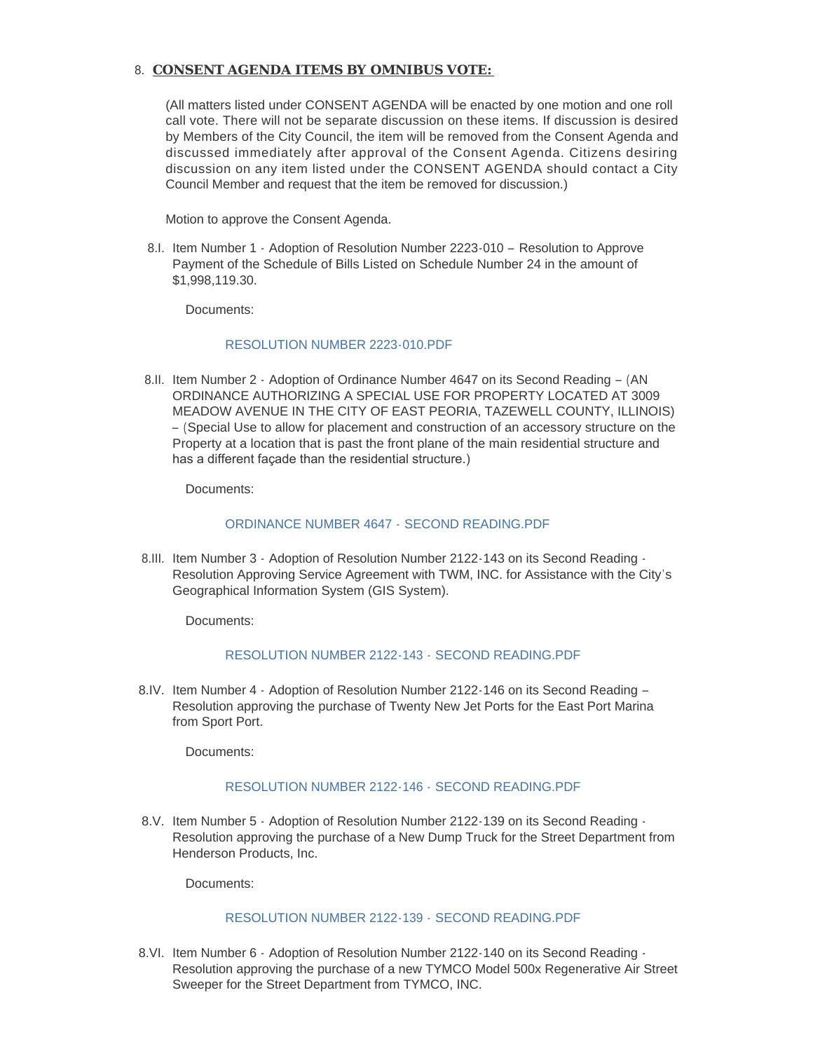8. **CONSENT AGENDA ITEMS BY OMNIBUS VOTE:**

(All matters listed under CONSENT AGENDA will be enacted by one motion and one roll call vote. There will not be separate discussion on these items. If discussion is desired by Members of the City Council, the item will be removed from the Consent Agenda and discussed immediately after approval of the Consent Agenda. Citizens desiring discussion on any item listed under the CONSENT AGENDA should contact a City Council Member and request that the item be removed for discussion.)

Motion to approve the Consent Agenda.

8.I. Item Number 1 - Adoption of Resolution Number 2223-010 – Resolution to Approve Payment of the Schedule of Bills Listed on Schedule Number 24 in the amount of $1,998,119.30.

Documents:

RESOLUTION NUMBER 2223-010.PDF

8.II. Item Number 2 - Adoption of Ordinance Number 4647 on its Second Reading – (AN ORDINANCE AUTHORIZING A SPECIAL USE FOR PROPERTY LOCATED AT 3009 MEADOW AVENUE IN THE CITY OF EAST PEORIA, TAZEWELL COUNTY, ILLINOIS) – (Special Use to allow for placement and construction of an accessory structure on the Property at a location that is past the front plane of the main residential structure and has a different façade than the residential structure.)

Documents:

ORDINANCE NUMBER 4647 - SECOND READING.PDF

8.III. Item Number 3 - Adoption of Resolution Number 2122-143 on its Second Reading - Resolution Approving Service Agreement with TWM, INC. for Assistance with the City's Geographical Information System (GIS System).

Documents:

RESOLUTION NUMBER 2122-143 - SECOND READING.PDF

8.IV. Item Number 4 - Adoption of Resolution Number 2122-146 on its Second Reading – Resolution approving the purchase of Twenty New Jet Ports for the East Port Marina from Sport Port.

Documents:

RESOLUTION NUMBER 2122-146 - SECOND READING.PDF

8.V. Item Number 5 - Adoption of Resolution Number 2122-139 on its Second Reading - Resolution approving the purchase of a New Dump Truck for the Street Department from Henderson Products, Inc.

Documents:

RESOLUTION NUMBER 2122-139 - SECOND READING.PDF

8.VI. Item Number 6 - Adoption of Resolution Number 2122-140 on its Second Reading - Resolution approving the purchase of a new TYMCO Model 500x Regenerative Air Street Sweeper for the Street Department from TYMCO, INC.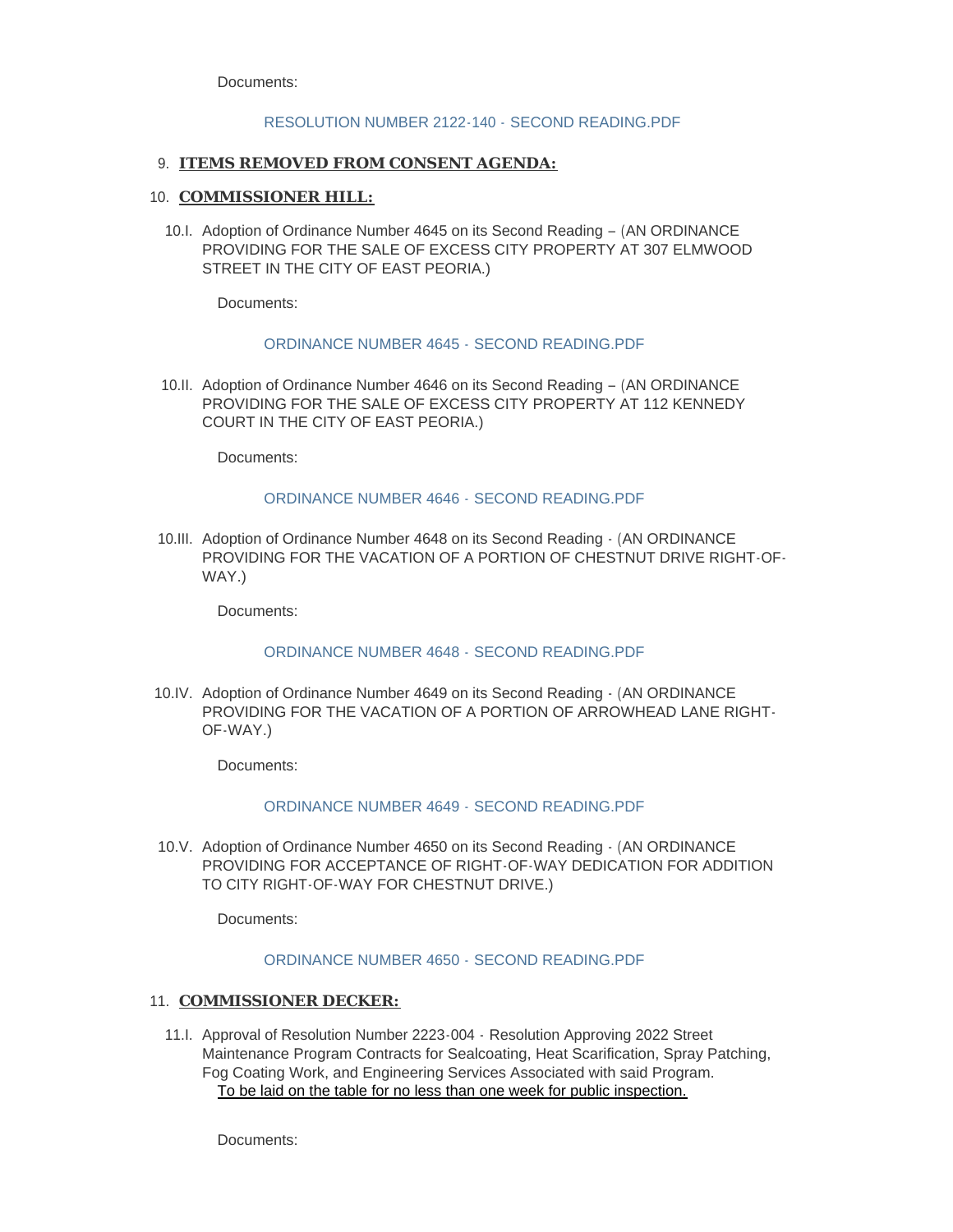Documents:

RESOLUTION NUMBER 2122-140 - SECOND READING.PDF

9. **ITEMS REMOVED FROM CONSENT AGENDA:**

10. **COMMISSIONER HILL:**

10.I. Adoption of Ordinance Number 4645 on its Second Reading – (AN ORDINANCE PROVIDING FOR THE SALE OF EXCESS CITY PROPERTY AT 307 ELMWOOD STREET IN THE CITY OF EAST PEORIA.)

Documents:

ORDINANCE NUMBER 4645 - SECOND READING.PDF

10.II. Adoption of Ordinance Number 4646 on its Second Reading – (AN ORDINANCE PROVIDING FOR THE SALE OF EXCESS CITY PROPERTY AT 112 KENNEDY COURT IN THE CITY OF EAST PEORIA.)

Documents:

ORDINANCE NUMBER 4646 - SECOND READING.PDF

10.III. Adoption of Ordinance Number 4648 on its Second Reading - (AN ORDINANCE PROVIDING FOR THE VACATION OF A PORTION OF CHESTNUT DRIVE RIGHT-OF-WAY.)

Documents:

ORDINANCE NUMBER 4648 - SECOND READING.PDF

10.IV. Adoption of Ordinance Number 4649 on its Second Reading - (AN ORDINANCE PROVIDING FOR THE VACATION OF A PORTION OF ARROWHEAD LANE RIGHT-OF-WAY.)

Documents:

ORDINANCE NUMBER 4649 - SECOND READING.PDF

10.V. Adoption of Ordinance Number 4650 on its Second Reading - (AN ORDINANCE PROVIDING FOR ACCEPTANCE OF RIGHT-OF-WAY DEDICATION FOR ADDITION TO CITY RIGHT-OF-WAY FOR CHESTNUT DRIVE.)

Documents:

ORDINANCE NUMBER 4650 - SECOND READING.PDF

11. **COMMISSIONER DECKER:**

11.I. Approval of Resolution Number 2223-004 - Resolution Approving 2022 Street Maintenance Program Contracts for Sealcoating, Heat Scarification, Spray Patching, Fog Coating Work, and Engineering Services Associated with said Program.
To be laid on the table for no less than one week for public inspection.

Documents: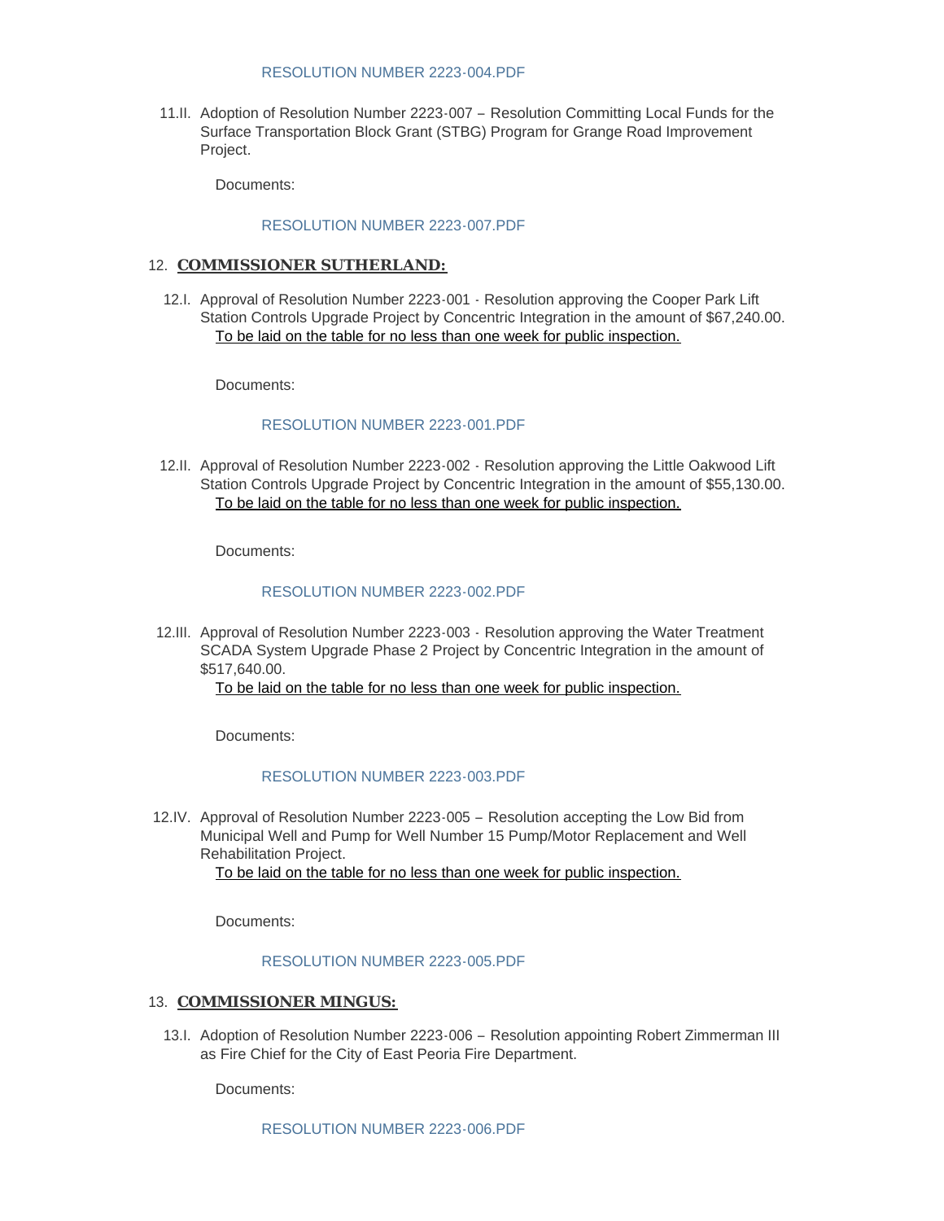[RESOLUTION NUMBER 2223-004.PDF]

11.II. Adoption of Resolution Number 2223-007 – Resolution Committing Local Funds for the Surface Transportation Block Grant (STBG) Program for Grange Road Improvement Project.

Documents:

[RESOLUTION NUMBER 2223-007.PDF]

## 12. COMMISSIONER SUTHERLAND:

12.I. Approval of Resolution Number 2223-001 - Resolution approving the Cooper Park Lift Station Controls Upgrade Project by Concentric Integration in the amount of $67,240.00.
To be laid on the table for no less than one week for public inspection.

Documents:

[RESOLUTION NUMBER 2223-001.PDF]

12.II. Approval of Resolution Number 2223-002 - Resolution approving the Little Oakwood Lift Station Controls Upgrade Project by Concentric Integration in the amount of $55,130.00.
To be laid on the table for no less than one week for public inspection.

Documents:

[RESOLUTION NUMBER 2223-002.PDF]

12.III. Approval of Resolution Number 2223-003 - Resolution approving the Water Treatment SCADA System Upgrade Phase 2 Project by Concentric Integration in the amount of $517,640.00.
To be laid on the table for no less than one week for public inspection.

Documents:

[RESOLUTION NUMBER 2223-003.PDF]

12.IV. Approval of Resolution Number 2223-005 – Resolution accepting the Low Bid from Municipal Well and Pump for Well Number 15 Pump/Motor Replacement and Well Rehabilitation Project.
To be laid on the table for no less than one week for public inspection.

Documents:

[RESOLUTION NUMBER 2223-005.PDF]

## 13. COMMISSIONER MINGUS:

13.I. Adoption of Resolution Number 2223-006 – Resolution appointing Robert Zimmerman III as Fire Chief for the City of East Peoria Fire Department.

Documents:

[RESOLUTION NUMBER 2223-006.PDF]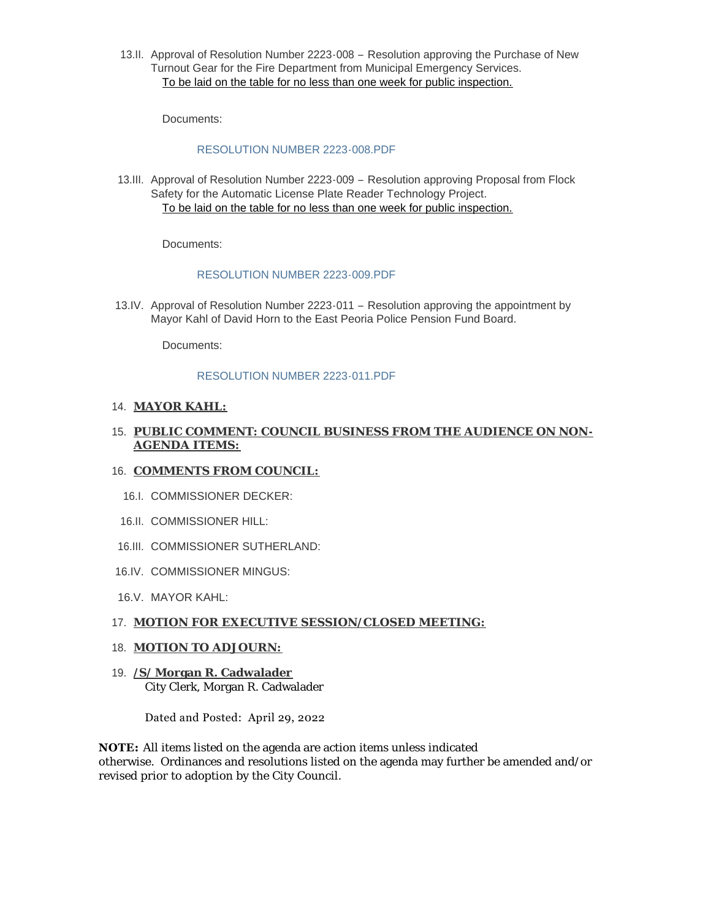13.II. Approval of Resolution Number 2223-008 – Resolution approving the Purchase of New Turnout Gear for the Fire Department from Municipal Emergency Services.
To be laid on the table for no less than one week for public inspection.

Documents:

RESOLUTION NUMBER 2223-008.PDF

13.III. Approval of Resolution Number 2223-009 – Resolution approving Proposal from Flock Safety for the Automatic License Plate Reader Technology Project.
To be laid on the table for no less than one week for public inspection.

Documents:

RESOLUTION NUMBER 2223-009.PDF

13.IV. Approval of Resolution Number 2223-011 – Resolution approving the appointment by Mayor Kahl of David Horn to the East Peoria Police Pension Fund Board.

Documents:

RESOLUTION NUMBER 2223-011.PDF

14. **MAYOR KAHL:**

15. **PUBLIC COMMENT: COUNCIL BUSINESS FROM THE AUDIENCE ON NON-AGENDA ITEMS:**

16. **COMMENTS FROM COUNCIL:**

16.I. COMMISSIONER DECKER:

16.II. COMMISSIONER HILL:

16.III. COMMISSIONER SUTHERLAND:

16.IV. COMMISSIONER MINGUS:

16.V. MAYOR KAHL:

17. **MOTION FOR EXECUTIVE SESSION/CLOSED MEETING:**

18. **MOTION TO ADJOURN:**

19. **/S/ Morgan R. Cadwalader**
City Clerk, Morgan R. Cadwalader

Dated and Posted: April 29, 2022

**NOTE:** All items listed on the agenda are action items unless indicated otherwise. Ordinances and resolutions listed on the agenda may further be amended and/or revised prior to adoption by the City Council.